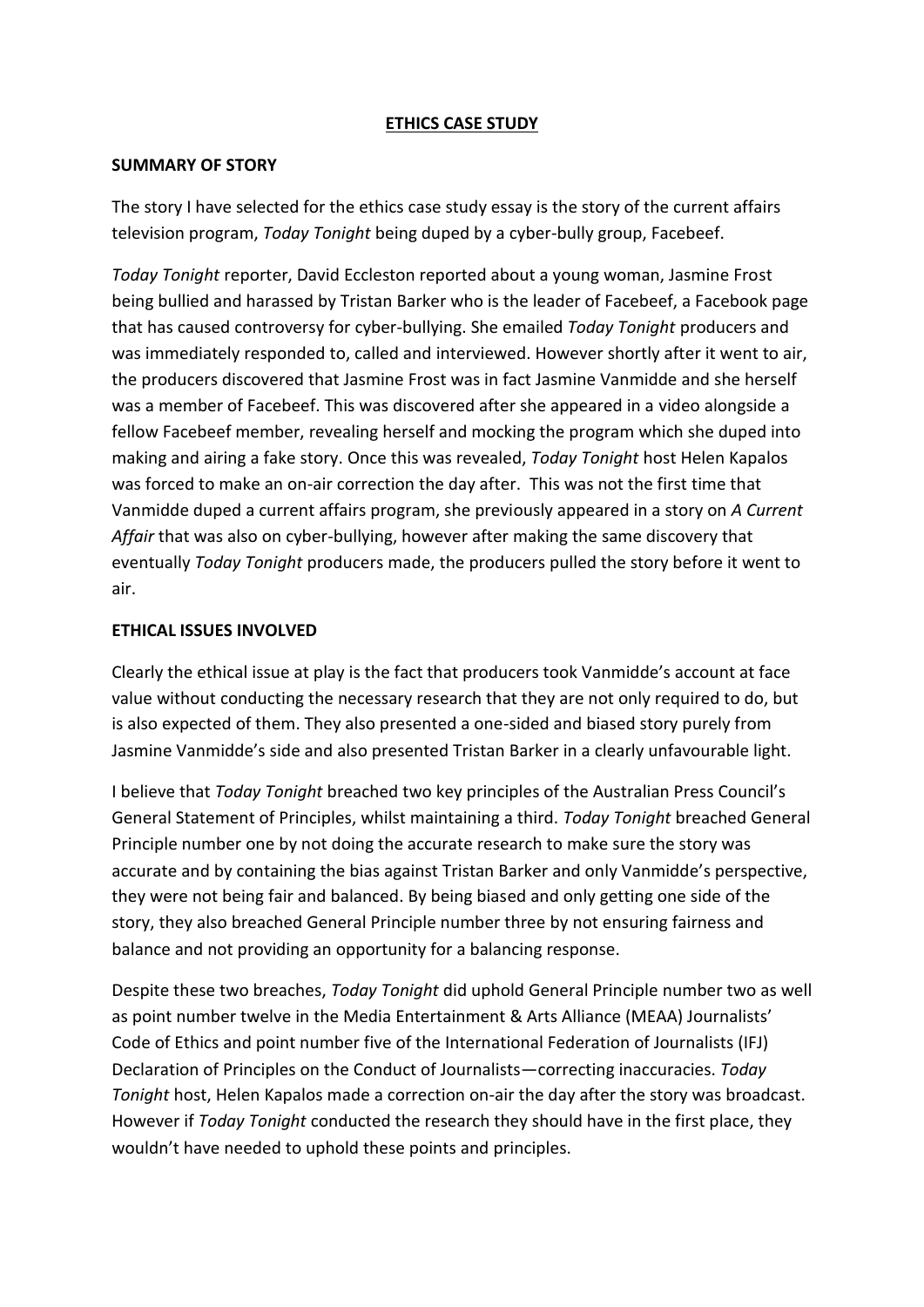# **ETHICS CASE STUDY**

**SUMMARY OF STORY**

The story I have selected for the ethics case study essay is the story of the current affairs television program, *Today Tonight* being duped by a cyber-bully group, Facebeef.

*Today Tonight* reporter, David Eccleston reported about a young woman, Jasmine Frost being bullied and harassed by Tristan Barker who is the leader of Facebeef, a Facebook page that has caused controversy for cyber-bullying. She emailed *Today Tonight* producers and was immediately responded to, called and interviewed. However shortly after it went to air, the producers discovered that Jasmine Frost was in fact Jasmine Vanmidde and she herself was a member of Facebeef. This was discovered after she appeared in a video alongside a fellow Facebeef member, revealing herself and mocking the program which she duped into making and airing a fake story. Once this was revealed, *Today Tonight* host Helen Kapalos was forced to make an on-air correction the day after. This was not the first time that Vanmidde duped a current affairs program, she previously appeared in a story on *A Current Affair* that was also on cyber-bullying, however after making the same discovery that eventually *Today Tonight* producers made, the producers pulled the story before it went to air.

**ETHICAL ISSUES INVOLVED**

Clearly the ethical issue at play is the fact that producers took Vanmidde's account at face value without conducting the necessary research that they are not only required to do, but is also expected of them. They also presented a one-sided and biased story purely from Jasmine Vanmidde's side and also presented Tristan Barker in a clearly unfavourable light.

I believe that *Today Tonight* breached two key principles of the Australian Press Council's General Statement of Principles, whilst maintaining a third. *Today Tonight* breached General Principle number one by not doing the accurate research to make sure the story was accurate and by containing the bias against Tristan Barker and only Vanmidde's perspective, they were not being fair and balanced. By being biased and only getting one side of the story, they also breached General Principle number three by not ensuring fairness and balance and not providing an opportunity for a balancing response.

Despite these two breaches, *Today Tonight* did uphold General Principle number two as well as point number twelve in the Media Entertainment & Arts Alliance (MEAA) Journalists' Code of Ethics and point number five of the International Federation of Journalists (IFJ) Declaration of Principles on the Conduct of Journalists—correcting inaccuracies. *Today Tonight* host, Helen Kapalos made a correction on-air the day after the story was broadcast. However if *Today Tonight* conducted the research they should have in the first place, they wouldn't have needed to uphold these points and principles.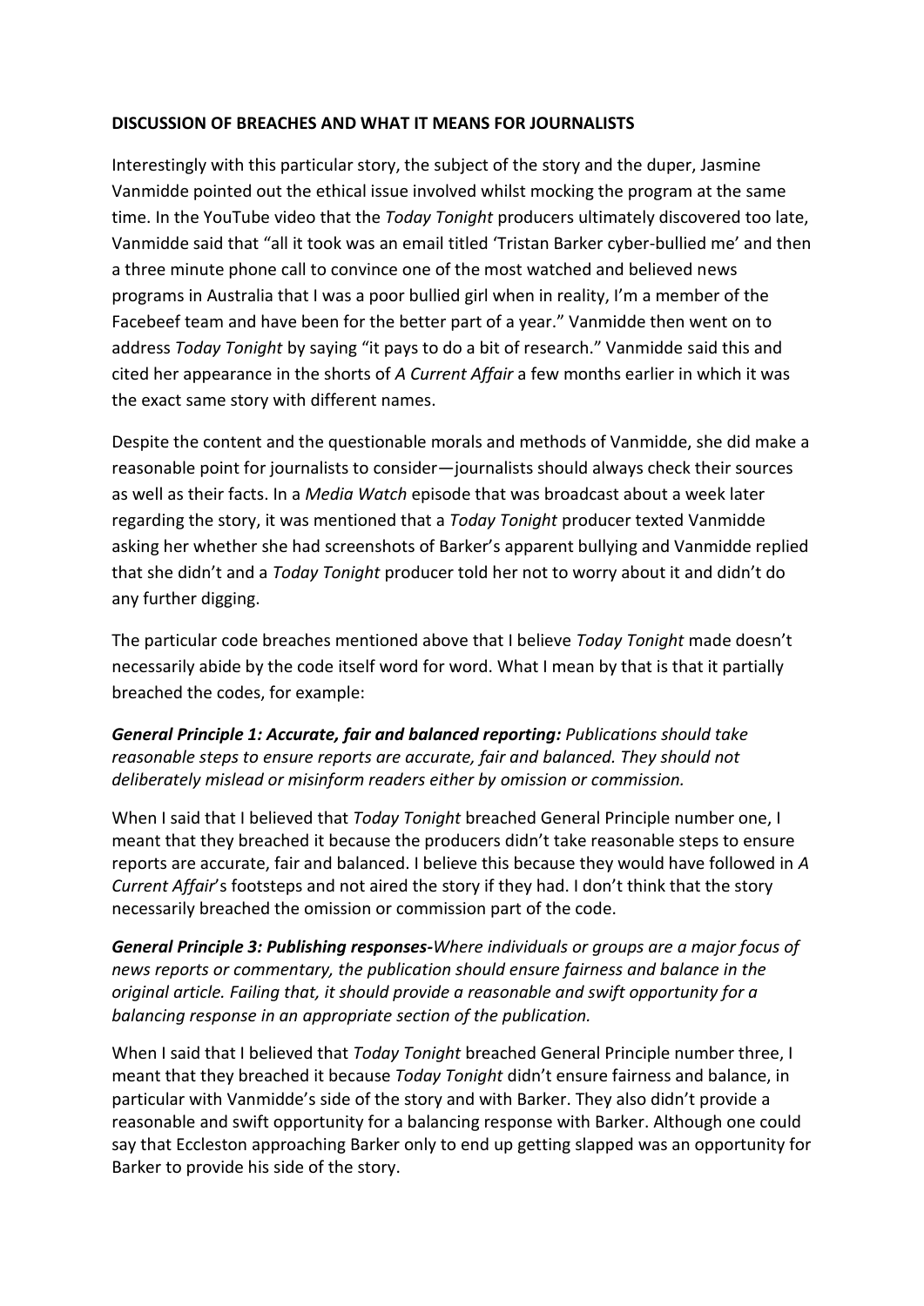**DISCUSSION OF BREACHES AND WHAT IT MEANS FOR JOURNALISTS**

Interestingly with this particular story, the subject of the story and the duper, Jasmine Vanmidde pointed out the ethical issue involved whilst mocking the program at the same time. In the YouTube video that the *Today Tonight* producers ultimately discovered too late, Vanmidde said that "all it took was an email titled 'Tristan Barker cyber-bullied me' and then a three minute phone call to convince one of the most watched and believed news programs in Australia that I was a poor bullied girl when in reality, I'm a member of the Facebeef team and have been for the better part of a year." Vanmidde then went on to address *Today Tonight* by saying "it pays to do a bit of research." Vanmidde said this and cited her appearance in the shorts of *A Current Affair* a few months earlier in which it was the exact same story with different names.

Despite the content and the questionable morals and methods of Vanmidde, she did make a reasonable point for journalists to consider—journalists should always check their sources as well as their facts. In a *Media Watch* episode that was broadcast about a week later regarding the story, it was mentioned that a *Today Tonight* producer texted Vanmidde asking her whether she had screenshots of Barker's apparent bullying and Vanmidde replied that she didn't and a *Today Tonight* producer told her not to worry about it and didn't do any further digging.

The particular code breaches mentioned above that I believe *Today Tonight* made doesn't necessarily abide by the code itself word for word. What I mean by that is that it partially breached the codes, for example:

***General Principle 1: Accurate, fair and balanced reporting:*** *Publications should take reasonable steps to ensure reports are accurate, fair and balanced. They should not deliberately mislead or misinform readers either by omission or commission.*

When I said that I believed that *Today Tonight* breached General Principle number one, I meant that they breached it because the producers didn't take reasonable steps to ensure reports are accurate, fair and balanced. I believe this because they would have followed in *A Current Affair*'s footsteps and not aired the story if they had. I don't think that the story necessarily breached the omission or commission part of the code.

***General Principle 3: Publishing responses-****Where individuals or groups are a major focus of news reports or commentary, the publication should ensure fairness and balance in the original article. Failing that, it should provide a reasonable and swift opportunity for a balancing response in an appropriate section of the publication.*

When I said that I believed that *Today Tonight* breached General Principle number three, I meant that they breached it because *Today Tonight* didn't ensure fairness and balance, in particular with Vanmidde's side of the story and with Barker. They also didn't provide a reasonable and swift opportunity for a balancing response with Barker. Although one could say that Eccleston approaching Barker only to end up getting slapped was an opportunity for Barker to provide his side of the story.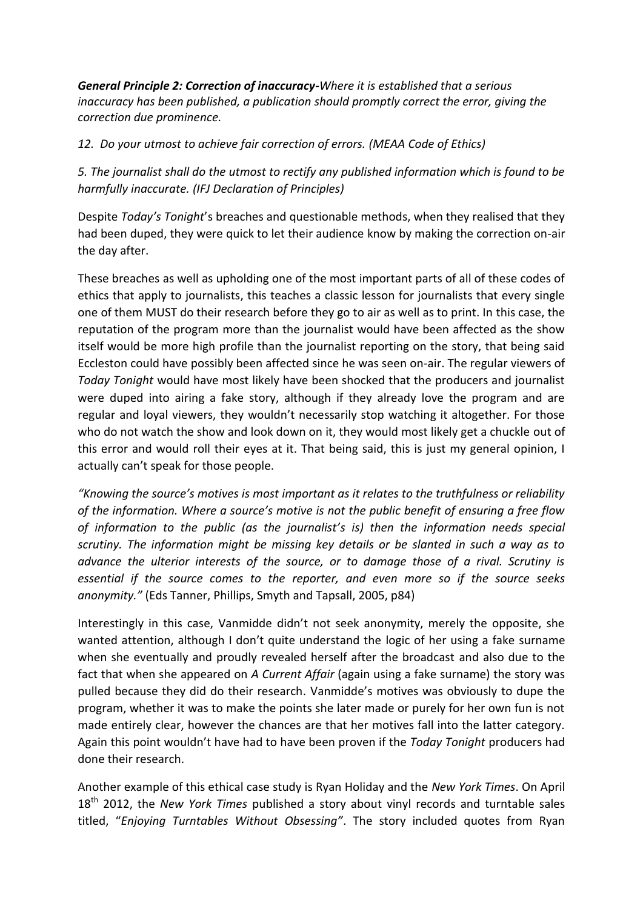***General Principle 2: Correction of inaccuracy-****Where it is established that a serious inaccuracy has been published, a publication should promptly correct the error, giving the correction due prominence.*

*12. Do your utmost to achieve fair correction of errors. (MEAA Code of Ethics)*

*5. The journalist shall do the utmost to rectify any published information which is found to be harmfully inaccurate. (IFJ Declaration of Principles)*

Despite *Today's Tonight*'s breaches and questionable methods, when they realised that they had been duped, they were quick to let their audience know by making the correction on-air the day after.

These breaches as well as upholding one of the most important parts of all of these codes of ethics that apply to journalists, this teaches a classic lesson for journalists that every single one of them MUST do their research before they go to air as well as to print. In this case, the reputation of the program more than the journalist would have been affected as the show itself would be more high profile than the journalist reporting on the story, that being said Eccleston could have possibly been affected since he was seen on-air. The regular viewers of *Today Tonight* would have most likely have been shocked that the producers and journalist were duped into airing a fake story, although if they already love the program and are regular and loyal viewers, they wouldn't necessarily stop watching it altogether. For those who do not watch the show and look down on it, they would most likely get a chuckle out of this error and would roll their eyes at it. That being said, this is just my general opinion, I actually can't speak for those people.

*"Knowing the source's motives is most important as it relates to the truthfulness or reliability of the information. Where a source's motive is not the public benefit of ensuring a free flow of information to the public (as the journalist's is) then the information needs special scrutiny. The information might be missing key details or be slanted in such a way as to advance the ulterior interests of the source, or to damage those of a rival. Scrutiny is essential if the source comes to the reporter, and even more so if the source seeks anonymity."* (Eds Tanner, Phillips, Smyth and Tapsall, 2005, p84)

Interestingly in this case, Vanmidde didn't not seek anonymity, merely the opposite, she wanted attention, although I don't quite understand the logic of her using a fake surname when she eventually and proudly revealed herself after the broadcast and also due to the fact that when she appeared on *A Current Affair* (again using a fake surname) the story was pulled because they did do their research. Vanmidde's motives was obviously to dupe the program, whether it was to make the points she later made or purely for her own fun is not made entirely clear, however the chances are that her motives fall into the latter category. Again this point wouldn't have had to have been proven if the *Today Tonight* producers had done their research.

Another example of this ethical case study is Ryan Holiday and the *New York Times*. On April 18th 2012, the *New York Times* published a story about vinyl records and turntable sales titled, "*Enjoying Turntables Without Obsessing"*. The story included quotes from Ryan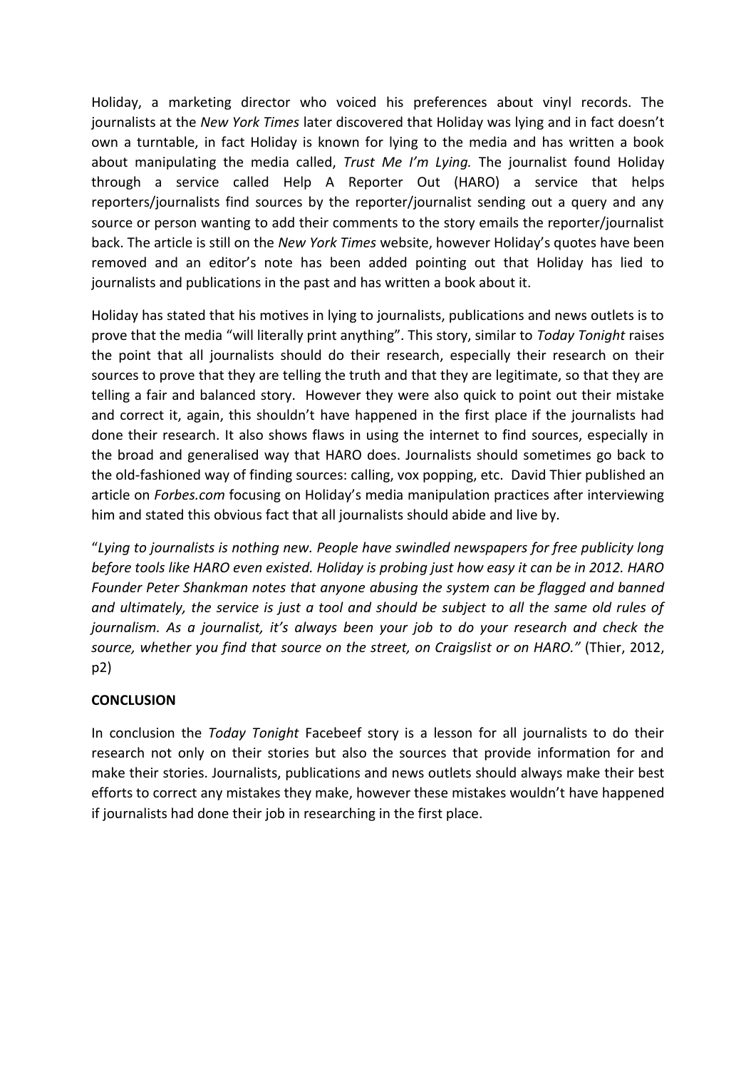Holiday, a marketing director who voiced his preferences about vinyl records. The journalists at the *New York Times* later discovered that Holiday was lying and in fact doesn't own a turntable, in fact Holiday is known for lying to the media and has written a book about manipulating the media called, *Trust Me I'm Lying.* The journalist found Holiday through a service called Help A Reporter Out (HARO) a service that helps reporters/journalists find sources by the reporter/journalist sending out a query and any source or person wanting to add their comments to the story emails the reporter/journalist back. The article is still on the *New York Times* website, however Holiday's quotes have been removed and an editor's note has been added pointing out that Holiday has lied to journalists and publications in the past and has written a book about it.

Holiday has stated that his motives in lying to journalists, publications and news outlets is to prove that the media "will literally print anything". This story, similar to *Today Tonight* raises the point that all journalists should do their research, especially their research on their sources to prove that they are telling the truth and that they are legitimate, so that they are telling a fair and balanced story. However they were also quick to point out their mistake and correct it, again, this shouldn't have happened in the first place if the journalists had done their research. It also shows flaws in using the internet to find sources, especially in the broad and generalised way that HARO does. Journalists should sometimes go back to the old-fashioned way of finding sources: calling, vox popping, etc. David Thier published an article on *Forbes.com* focusing on Holiday's media manipulation practices after interviewing him and stated this obvious fact that all journalists should abide and live by.

"*Lying to journalists is nothing new. People have swindled newspapers for free publicity long before tools like HARO even existed. Holiday is probing just how easy it can be in 2012. HARO Founder Peter Shankman notes that anyone abusing the system can be flagged and banned and ultimately, the service is just a tool and should be subject to all the same old rules of journalism. As a journalist, it's always been your job to do your research and check the source, whether you find that source on the street, on Craigslist or on HARO."* (Thier, 2012, p2)

**CONCLUSION**

In conclusion the *Today Tonight* Facebeef story is a lesson for all journalists to do their research not only on their stories but also the sources that provide information for and make their stories. Journalists, publications and news outlets should always make their best efforts to correct any mistakes they make, however these mistakes wouldn't have happened if journalists had done their job in researching in the first place.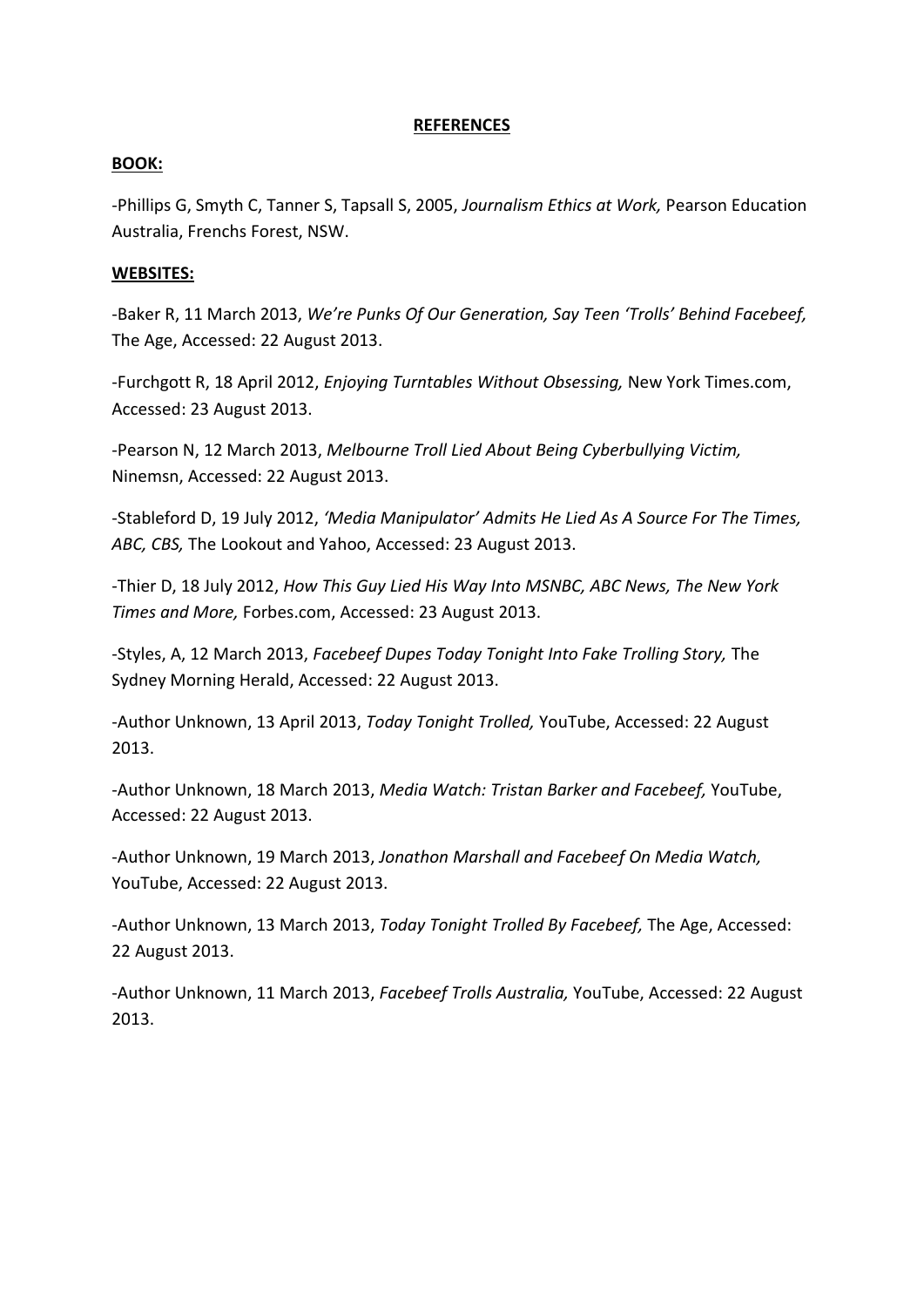# **REFERENCES**

## **BOOK:**

-Phillips G, Smyth C, Tanner S, Tapsall S, 2005, *Journalism Ethics at Work,* Pearson Education Australia, Frenchs Forest, NSW.

## **WEBSITES:**

-Baker R, 11 March 2013, *We're Punks Of Our Generation, Say Teen 'Trolls' Behind Facebeef,* The Age, Accessed: 22 August 2013.

-Furchgott R, 18 April 2012, *Enjoying Turntables Without Obsessing,* New York Times.com, Accessed: 23 August 2013.

-Pearson N, 12 March 2013, *Melbourne Troll Lied About Being Cyberbullying Victim,* Ninemsn, Accessed: 22 August 2013.

-Stableford D, 19 July 2012, *'Media Manipulator' Admits He Lied As A Source For The Times, ABC, CBS,* The Lookout and Yahoo, Accessed: 23 August 2013.

-Thier D, 18 July 2012, *How This Guy Lied His Way Into MSNBC, ABC News, The New York Times and More,* Forbes.com, Accessed: 23 August 2013.

-Styles, A, 12 March 2013, *Facebeef Dupes Today Tonight Into Fake Trolling Story,* The Sydney Morning Herald, Accessed: 22 August 2013.

-Author Unknown, 13 April 2013, *Today Tonight Trolled,* YouTube, Accessed: 22 August 2013.

-Author Unknown, 18 March 2013, *Media Watch: Tristan Barker and Facebeef,* YouTube, Accessed: 22 August 2013.

-Author Unknown, 19 March 2013, *Jonathon Marshall and Facebeef On Media Watch,* YouTube, Accessed: 22 August 2013.

-Author Unknown, 13 March 2013, *Today Tonight Trolled By Facebeef,* The Age, Accessed: 22 August 2013.

-Author Unknown, 11 March 2013, *Facebeef Trolls Australia,* YouTube, Accessed: 22 August 2013.